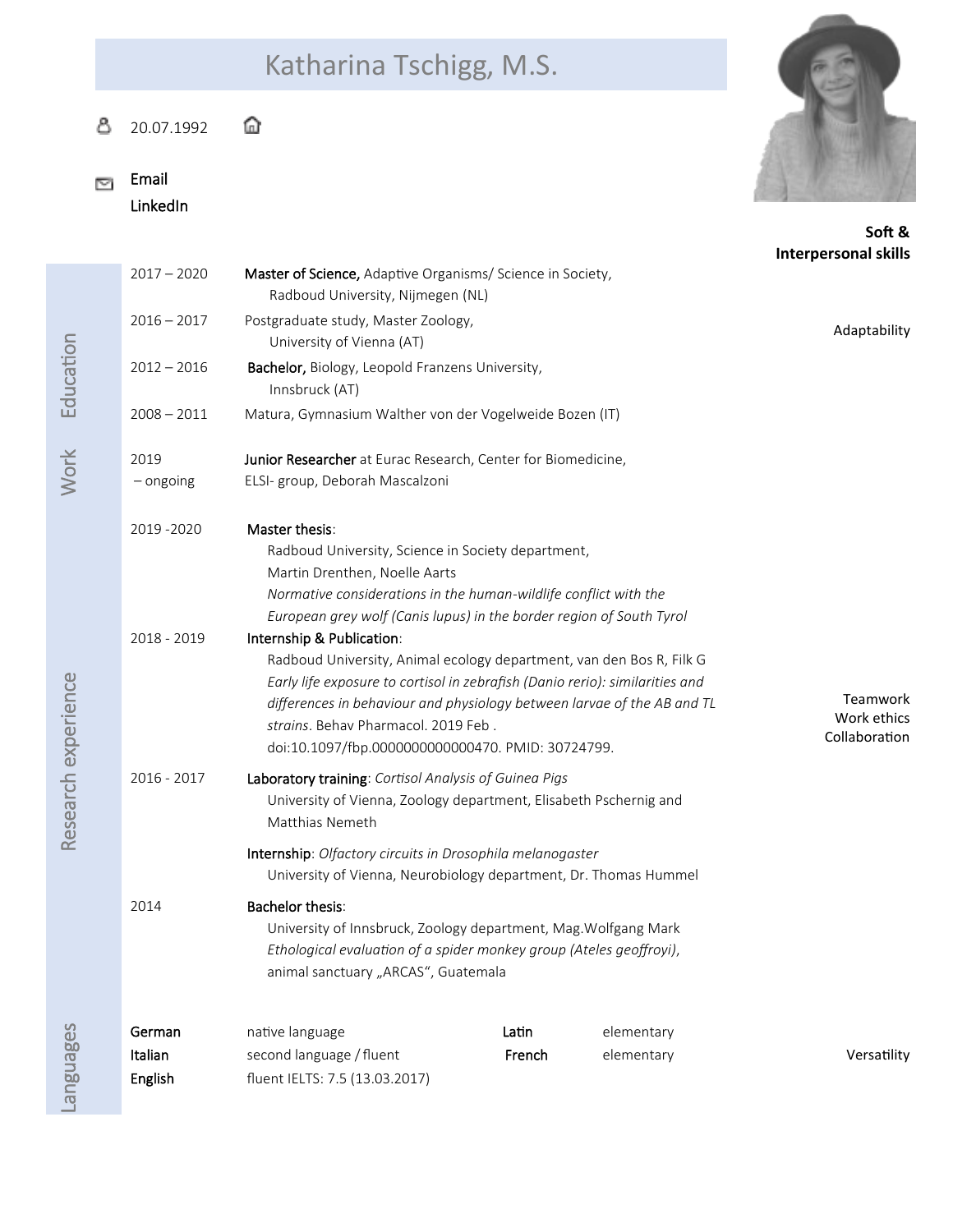# Katharina Tschigg, M.S.

20.07.1992

Email
LinkedIn

**Soft & Interpersonal skills**

Adaptability

Teamwork
Work ethics
Collaboration

Versatility

## Education

2017 – 2020 — **Master of Science,** Adaptive Organisms/ Science in Society, Radboud University, Nijmegen (NL)

2016 – 2017 — Postgraduate study, Master Zoology, University of Vienna (AT)

2012 – 2016 — **Bachelor,** Biology, Leopold Franzens University, Innsbruck (AT)

2008 – 2011 — Matura, Gymnasium Walther von der Vogelweide Bozen (IT)

## Work

2019 – ongoing — **Junior Researcher** at Eurac Research, Center for Biomedicine, ELSI- group, Deborah Mascalzoni

## Research experience

2019 -2020 — **Master thesis**:
Radboud University, Science in Society department, Martin Drenthen, Noelle Aarts
*Normative considerations in the human-wildlife conflict with the European grey wolf (Canis lupus) in the border region of South Tyrol*

2018 - 2019 — **Internship & Publication**:
Radboud University, Animal ecology department, van den Bos R, Filk G
*Early life exposure to cortisol in zebrafish (Danio rerio): similarities and differences in behaviour and physiology between larvae of the AB and TL strains*. Behav Pharmacol. 2019 Feb . doi:10.1097/fbp.0000000000000470. PMID: 30724799.

2016 - 2017 — **Laboratory training**: *Cortisol Analysis of Guinea Pigs*
University of Vienna, Zoology department, Elisabeth Pschernig and Matthias Nemeth

**Internship**: *Olfactory circuits in Drosophila melanogaster*
University of Vienna, Neurobiology department, Dr. Thomas Hummel

2014 — **Bachelor thesis**:
University of Innsbruck, Zoology department, Mag.Wolfgang Mark
*Ethological evaluation of a spider monkey group (Ateles geoffroyi)*, animal sanctuary „ARCAS“, Guatemala

## Languages

| | | | |
|---|---|---|---|
| **German** | native language | **Latin** | elementary |
| **Italian** | second language / fluent | **French** | elementary |
| **English** | fluent IELTS: 7.5 (13.03.2017) | | |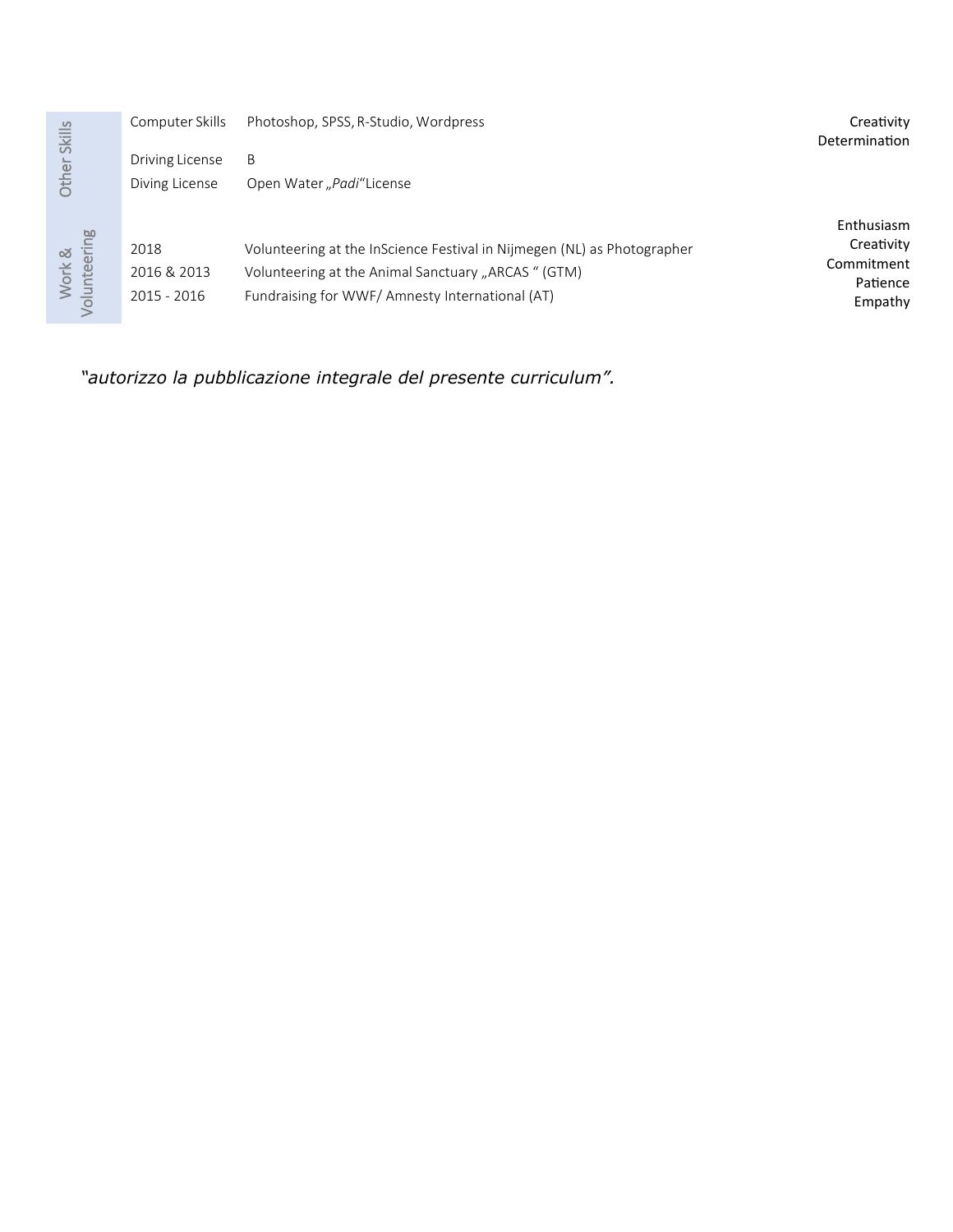## Other Skills

| | | |
|---|---|---|
| Computer Skills | Photoshop, SPSS, R-Studio, Wordpress | Creativity<br>Determination |
| Driving License | B | |
| Diving License | Open Water „*Padi*“License | |

## Work & Volunteering

| | | |
|---|---|---|
| 2018 | Volunteering at the InScience Festival in Nijmegen (NL) as Photographer | Enthusiasm<br>Creativity |
| 2016 & 2013 | Volunteering at the Animal Sanctuary „ARCAS “ (GTM) | Commitment<br>Patience |
| 2015 - 2016 | Fundraising for WWF/ Amnesty International (AT) | Empathy |

*"autorizzo la pubblicazione integrale del presente curriculum".*